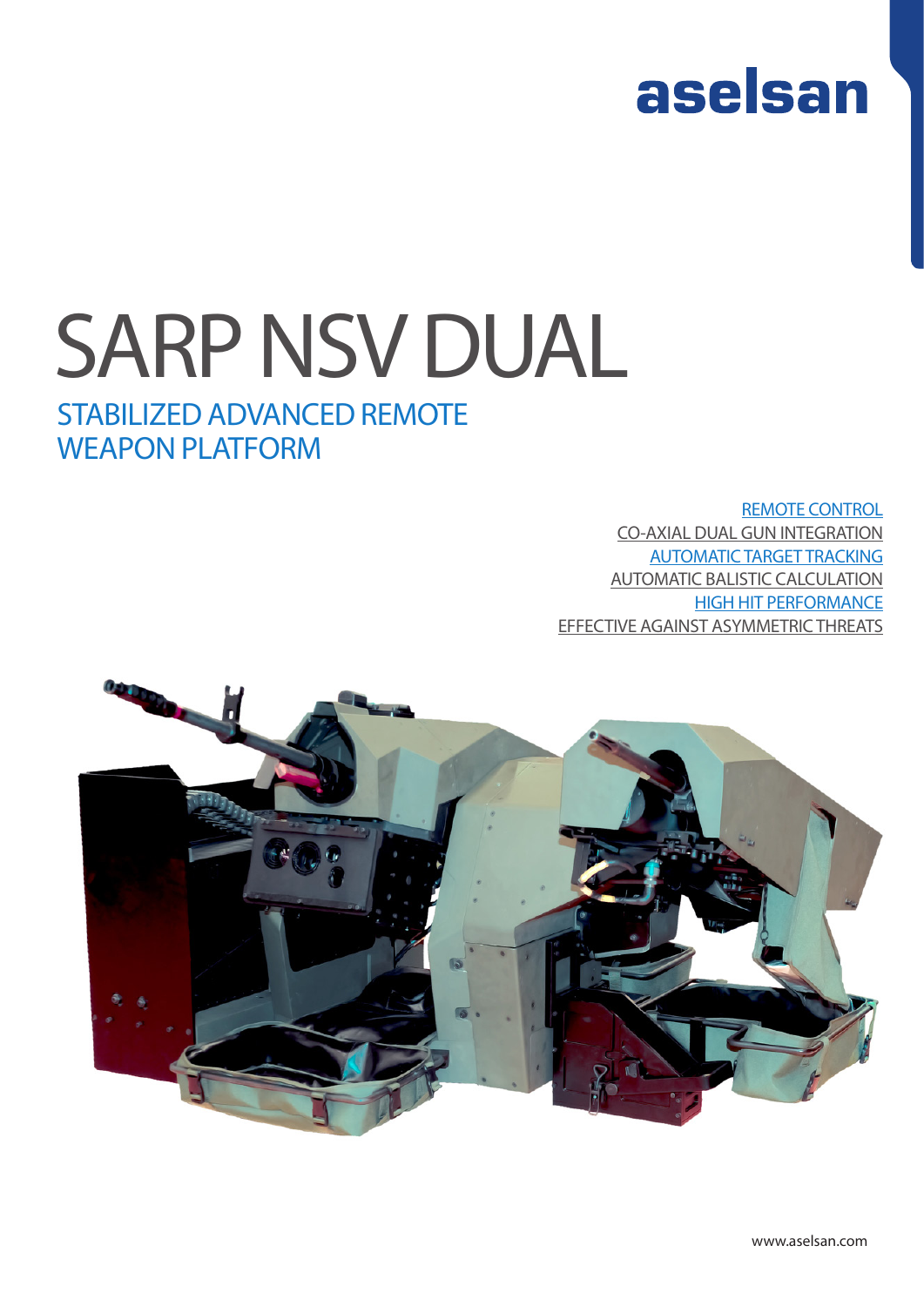aselsan

# SARP NSV DUAL

## STABILIZED ADVANCED REMOTE WEAPON PLATFORM

REMOTE CONTROL
CO-AXIAL DUAL GUN INTEGRATION
AUTOMATIC TARGET TRACKING
AUTOMATIC BALISTIC CALCULATION
HIGH HIT PERFORMANCE
EFFECTIVE AGAINST ASYMMETRIC THREATS

www.aselsan.com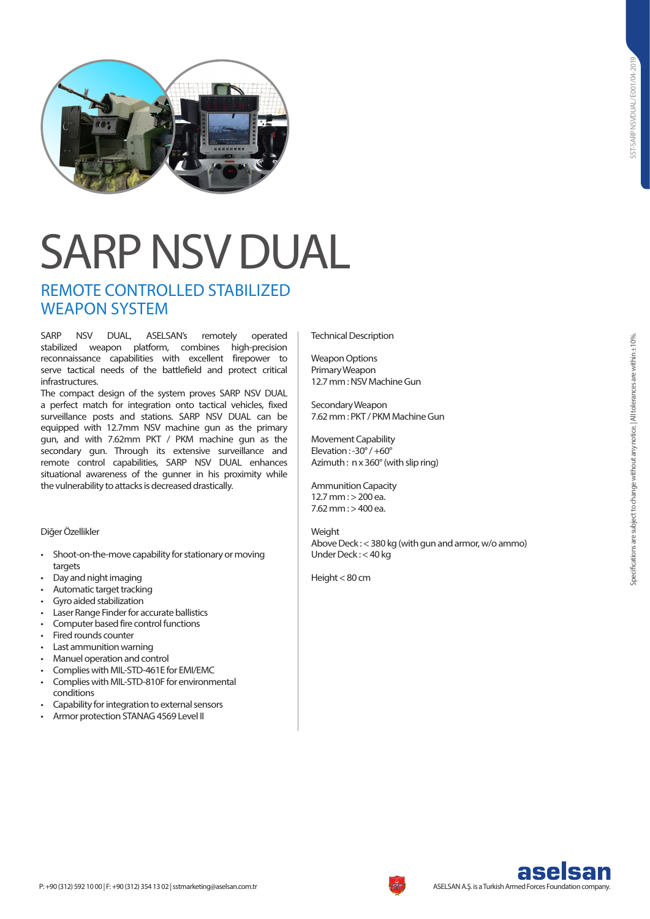# SARP NSV DUAL

## REMOTE CONTROLLED STABILIZED WEAPON SYSTEM

SARP NSV DUAL, ASELSAN's remotely operated stabilized weapon platform, combines high-precision reconnaissance capabilities with excellent firepower to serve tactical needs of the battlefield and protect critical infrastructures.

The compact design of the system proves SARP NSV DUAL a perfect match for integration onto tactical vehicles, fixed surveillance posts and stations. SARP NSV DUAL can be equipped with 12.7mm NSV machine gun as the primary gun, and with 7.62mm PKT / PKM machine gun as the secondary gun. Through its extensive surveillance and remote control capabilities, SARP NSV DUAL enhances situational awareness of the gunner in his proximity while the vulnerability to attacks is decreased drastically.

Diğer Özellikler

- Shoot-on-the-move capability for stationary or moving targets
- Day and night imaging
- Automatic target tracking
- Gyro aided stabilization
- Laser Range Finder for accurate ballistics
- Computer based fire control functions
- Fired rounds counter
- Last ammunition warning
- Manuel operation and control
- Complies with MIL-STD-461E for EMI/EMC
- Complies with MIL-STD-810F for environmental conditions
- Capability for integration to external sensors
- Armor protection STANAG 4569 Level II

Technical Description

Weapon Options
Primary Weapon
12.7 mm : NSV Machine Gun

Secondary Weapon
7.62 mm : PKT / PKM Machine Gun

Movement Capability
Elevation : -30° / +60°
Azimuth : n x 360° (with slip ring)

Ammunition Capacity
12.7 mm : > 200 ea.
7.62 mm : > 400 ea.

Weight
Above Deck : < 380 kg (with gun and armor, w/o ammo)
Under Deck : < 40 kg

Height < 80 cm

Specifications are subject to change without any notice. | All tolerances are within ±10%.

P: +90 (312) 592 10 00 | F: +90 (312) 354 13 02 | sstmarketing@aselsan.com.tr

ASELSAN A.Ş. is a Turkish Armed Forces Foundation company.